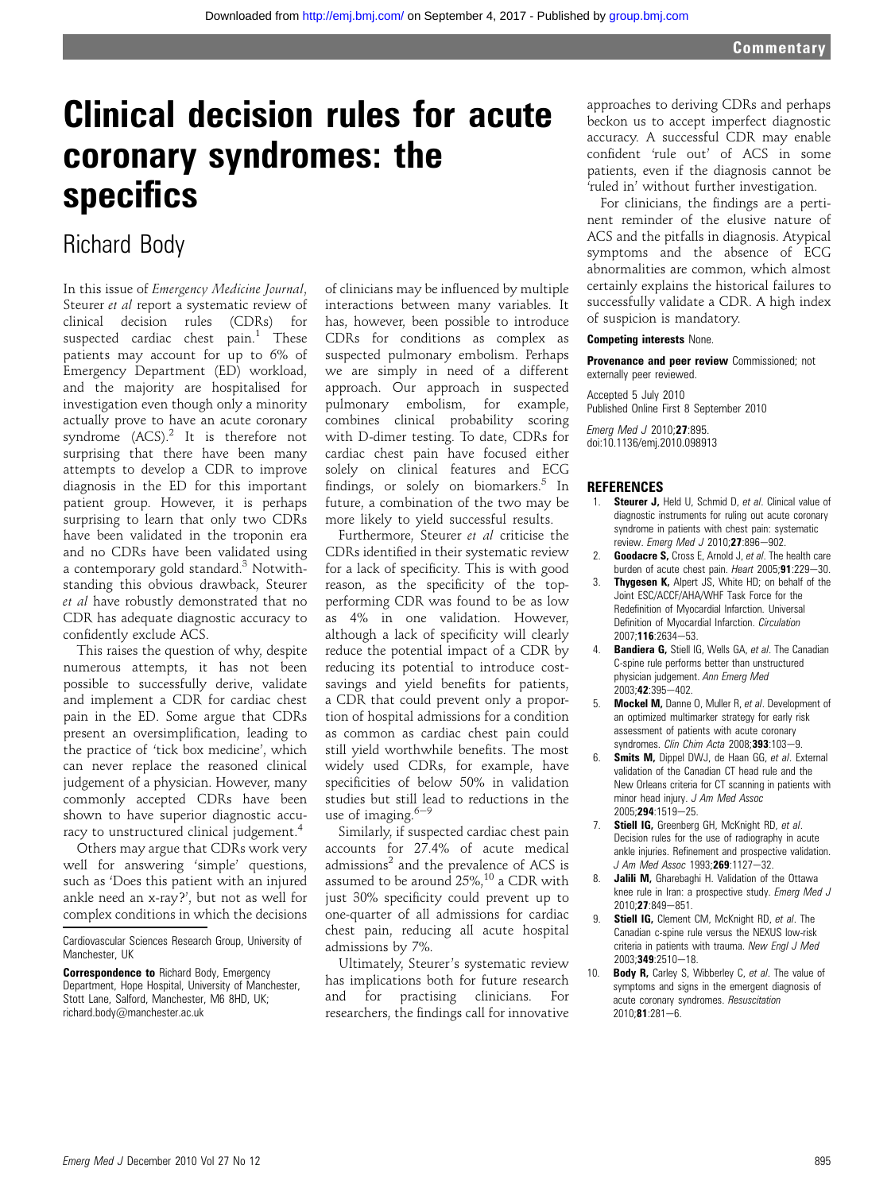# Clinical decision rules for acute coronary syndromes: the specifics

Richard Body

In this issue of *Emergency Medicine Journal*, Steurer *et al* report a systematic review of clinical decision rules (CDRs) for suspected cardiac chest pain.[1] These patients may account for up to 6% of Emergency Department (ED) workload, and the majority are hospitalised for investigation even though only a minority actually prove to have an acute coronary syndrome (ACS).[2] It is therefore not surprising that there have been many attempts to develop a CDR to improve diagnosis in the ED for this important patient group. However, it is perhaps surprising to learn that only two CDRs have been validated in the troponin era and no CDRs have been validated using a contemporary gold standard.[3] Notwithstanding this obvious drawback, Steurer *et al* have robustly demonstrated that no CDR has adequate diagnostic accuracy to confidently exclude ACS.

This raises the question of why, despite numerous attempts, it has not been possible to successfully derive, validate and implement a CDR for cardiac chest pain in the ED. Some argue that CDRs present an oversimplification, leading to the practice of 'tick box medicine', which can never replace the reasoned clinical judgement of a physician. However, many commonly accepted CDRs have been shown to have superior diagnostic accuracy to unstructured clinical judgement.[4]

Others may argue that CDRs work very well for answering 'simple' questions, such as 'Does this patient with an injured ankle need an x-ray?', but not as well for complex conditions in which the decisions of clinicians may be influenced by multiple interactions between many variables. It has, however, been possible to introduce CDRs for conditions as complex as suspected pulmonary embolism. Perhaps we are simply in need of a different approach. Our approach in suspected pulmonary embolism, for example, combines clinical probability scoring with D-dimer testing. To date, CDRs for cardiac chest pain have focused either solely on clinical features and ECG findings, or solely on biomarkers.[5] In future, a combination of the two may be more likely to yield successful results.

Furthermore, Steurer *et al* criticise the CDRs identified in their systematic review for a lack of specificity. This is with good reason, as the specificity of the top-performing CDR was found to be as low as 4% in one validation. However, although a lack of specificity will clearly reduce the potential impact of a CDR by reducing its potential to introduce cost-savings and yield benefits for patients, a CDR that could prevent only a proportion of hospital admissions for a condition as common as cardiac chest pain could still yield worthwhile benefits. The most widely used CDRs, for example, have specificities of below 50% in validation studies but still lead to reductions in the use of imaging.[6–9]

Similarly, if suspected cardiac chest pain accounts for 27.4% of acute medical admissions[2] and the prevalence of ACS is assumed to be around 25%,[10] a CDR with just 30% specificity could prevent up to one-quarter of all admissions for cardiac chest pain, reducing all acute hospital admissions by 7%.

Ultimately, Steurer's systematic review has implications both for future research and for practising clinicians. For researchers, the findings call for innovative approaches to deriving CDRs and perhaps beckon us to accept imperfect diagnostic accuracy. A successful CDR may enable confident 'rule out' of ACS in some patients, even if the diagnosis cannot be 'ruled in' without further investigation.

For clinicians, the findings are a pertinent reminder of the elusive nature of ACS and the pitfalls in diagnosis. Atypical symptoms and the absence of ECG abnormalities are common, which almost certainly explains the historical failures to successfully validate a CDR. A high index of suspicion is mandatory.

**Competing interests** None.

**Provenance and peer review** Commissioned; not externally peer reviewed.

Accepted 5 July 2010
Published Online First 8 September 2010

*Emerg Med J* 2010;**27**:895.
doi:10.1136/emj.2010.098913

Cardiovascular Sciences Research Group, University of Manchester, UK

**Correspondence to** Richard Body, Emergency Department, Hope Hospital, University of Manchester, Stott Lane, Salford, Manchester, M6 8HD, UK; richard.body@manchester.ac.uk

## REFERENCES

1. **Steurer J,** Held U, Schmid D, *et al*. Clinical value of diagnostic instruments for ruling out acute coronary syndrome in patients with chest pain: systematic review. *Emerg Med J* 2010;**27**:896–902.
2. **Goodacre S,** Cross E, Arnold J, *et al*. The health care burden of acute chest pain. *Heart* 2005;**91**:229–30.
3. **Thygesen K,** Alpert JS, White HD; on behalf of the Joint ESC/ACCF/AHA/WHF Task Force for the Redefinition of Myocardial Infarction. Universal Definition of Myocardial Infarction. *Circulation* 2007;**116**:2634–53.
4. **Bandiera G,** Stiell IG, Wells GA, *et al*. The Canadian C-spine rule performs better than unstructured physician judgement. *Ann Emerg Med* 2003;**42**:395–402.
5. **Mockel M,** Danne O, Muller R, *et al*. Development of an optimized multimarker strategy for early risk assessment of patients with acute coronary syndromes. *Clin Chim Acta* 2008;**393**:103–9.
6. **Smits M,** Dippel DWJ, de Haan GG, *et al*. External validation of the Canadian CT head rule and the New Orleans criteria for CT scanning in patients with minor head injury. *J Am Med Assoc* 2005;**294**:1519–25.
7. **Stiell IG,** Greenberg GH, McKnight RD, *et al*. Decision rules for the use of radiography in acute ankle injuries. Refinement and prospective validation. *J Am Med Assoc* 1993;**269**:1127–32.
8. **Jalili M,** Gharebaghi H. Validation of the Ottawa knee rule in Iran: a prospective study. *Emerg Med J* 2010;**27**:849–851.
9. **Stiell IG,** Clement CM, McKnight RD, *et al*. The Canadian c-spine rule versus the NEXUS low-risk criteria in patients with trauma. *New Engl J Med* 2003;**349**:2510–18.
10. **Body R,** Carley S, Wibberley C, *et al*. The value of symptoms and signs in the emergent diagnosis of acute coronary syndromes. *Resuscitation* 2010;**81**:281–6.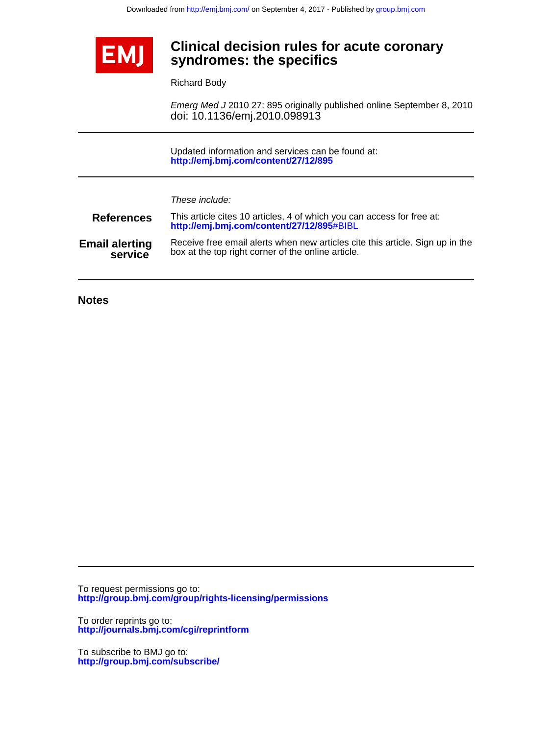Downloaded from http://emj.bmj.com/ on September 4, 2017 - Published by group.bmj.com

EMJ

# Clinical decision rules for acute coronary syndromes: the specifics

Richard Body

*Emerg Med J* 2010 27: 895 originally published online September 8, 2010
doi: 10.1136/emj.2010.098913

Updated information and services can be found at:
**http://emj.bmj.com/content/27/12/895**

*These include:*

**References**

This article cites 10 articles, 4 of which you can access for free at:
**http://emj.bmj.com/content/27/12/895**#BIBL

**Email alerting service**

Receive free email alerts when new articles cite this article. Sign up in the box at the top right corner of the online article.

## Notes

To request permissions go to:
**http://group.bmj.com/group/rights-licensing/permissions**

To order reprints go to:
**http://journals.bmj.com/cgi/reprintform**

To subscribe to BMJ go to:
**http://group.bmj.com/subscribe/**